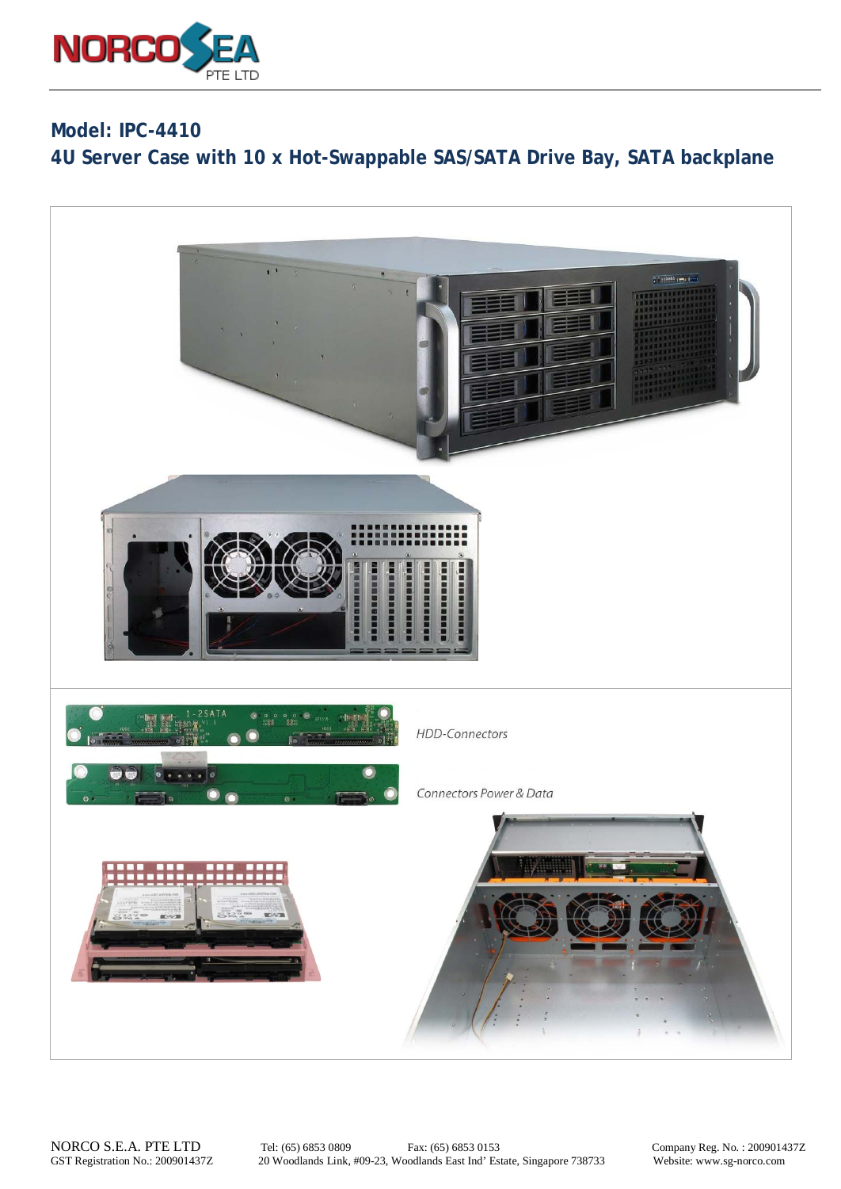# Model: IPC-4410

## 4U Server Case with 10 x Hot-Swappable SAS/SATA Drive Bay, SATA backplane

*HDD-Connectors*

*Connectors Power & Data*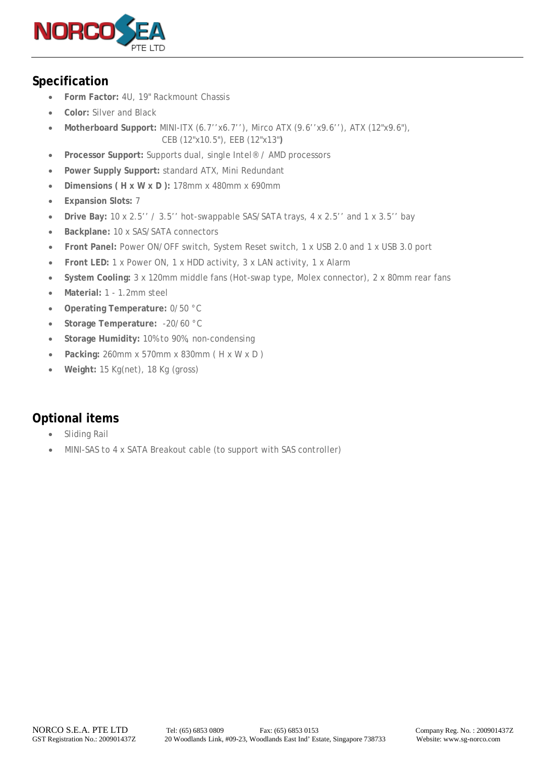## Specification

- **Form Factor:** 4U, 19" Rackmount Chassis
- **Color:** Silver and Black
- **Motherboard Support:** MINI-ITX (6.7''x6.7''), Mirco ATX (9.6''x9.6''), ATX (12"x9.6"), CEB (12"x10.5"), EEB (12"x13"**)**
- **Processor Support:** Supports dual, single Intel® / AMD processors
- **Power Supply Support:** standard ATX, Mini Redundant
- **Dimensions ( H x W x D ):** 178mm x 480mm x 690mm
- **Expansion Slots:** 7
- **Drive Bay:** 10 x 2.5'' / 3.5'' hot-swappable SAS/SATA trays, 4 x 2.5'' and 1 x 3.5'' bay
- **Backplane:** 10 x SAS/SATA connectors
- **Front Panel:** Power ON/OFF switch, System Reset switch, 1 x USB 2.0 and 1 x USB 3.0 port
- **Front LED:** 1 x Power ON, 1 x HDD activity, 3 x LAN activity, 1 x Alarm
- **System Cooling:** 3 x 120mm middle fans (Hot-swap type, Molex connector), 2 x 80mm rear fans
- **Material:** 1 - 1.2mm steel
- **Operating Temperature:** 0/50 °C
- **Storage Temperature:** -20/60 °C
- **Storage Humidity:** 10% to 90%, non-condensing
- **Packing:** 260mm x 570mm x 830mm ( H x W x D )
- **Weight:** 15 Kg(net), 18 Kg (gross)

## Optional items

- Sliding Rail
- MINI-SAS to 4 x SATA Breakout cable (to support with SAS controller)